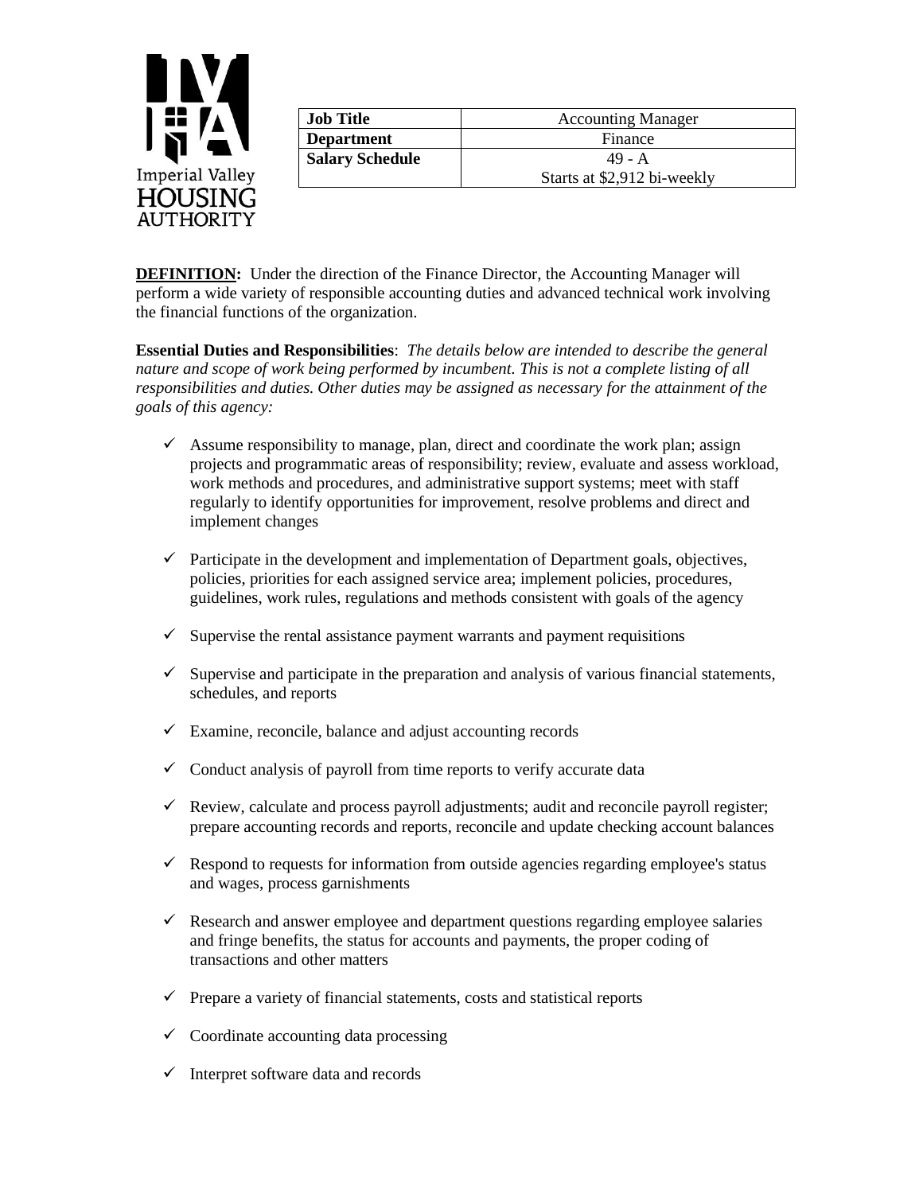Imperial Valley HOUSING AUTHORITY

| Job Title | Accounting Manager |
|---|---|
| Department | Finance |
| Salary Schedule | 49 - A<br>Starts at $2,912 bi-weekly |

**DEFINITION:** Under the direction of the Finance Director, the Accounting Manager will perform a wide variety of responsible accounting duties and advanced technical work involving the financial functions of the organization.

**Essential Duties and Responsibilities**: *The details below are intended to describe the general nature and scope of work being performed by incumbent. This is not a complete listing of all responsibilities and duties. Other duties may be assigned as necessary for the attainment of the goals of this agency:*

- ✓ Assume responsibility to manage, plan, direct and coordinate the work plan; assign projects and programmatic areas of responsibility; review, evaluate and assess workload, work methods and procedures, and administrative support systems; meet with staff regularly to identify opportunities for improvement, resolve problems and direct and implement changes
- ✓ Participate in the development and implementation of Department goals, objectives, policies, priorities for each assigned service area; implement policies, procedures, guidelines, work rules, regulations and methods consistent with goals of the agency
- ✓ Supervise the rental assistance payment warrants and payment requisitions
- ✓ Supervise and participate in the preparation and analysis of various financial statements, schedules, and reports
- ✓ Examine, reconcile, balance and adjust accounting records
- ✓ Conduct analysis of payroll from time reports to verify accurate data
- ✓ Review, calculate and process payroll adjustments; audit and reconcile payroll register; prepare accounting records and reports, reconcile and update checking account balances
- ✓ Respond to requests for information from outside agencies regarding employee's status and wages, process garnishments
- ✓ Research and answer employee and department questions regarding employee salaries and fringe benefits, the status for accounts and payments, the proper coding of transactions and other matters
- ✓ Prepare a variety of financial statements, costs and statistical reports
- ✓ Coordinate accounting data processing
- ✓ Interpret software data and records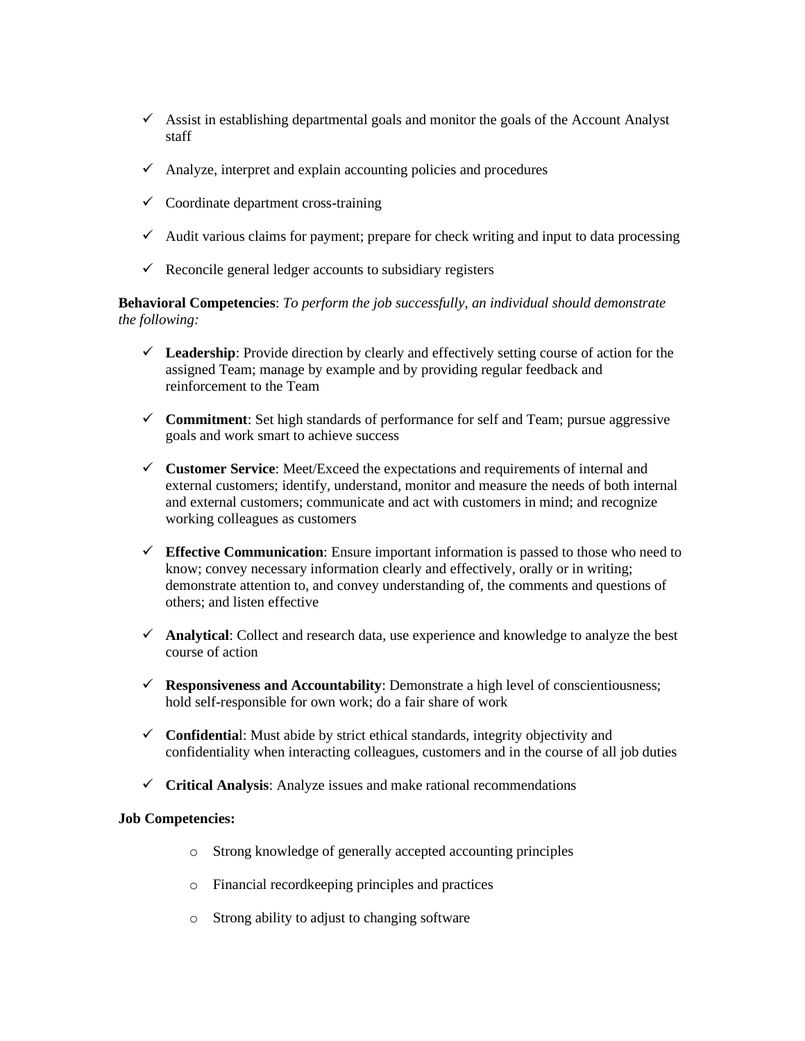- ✓ Assist in establishing departmental goals and monitor the goals of the Account Analyst staff
- ✓ Analyze, interpret and explain accounting policies and procedures
- ✓ Coordinate department cross-training
- ✓ Audit various claims for payment; prepare for check writing and input to data processing
- ✓ Reconcile general ledger accounts to subsidiary registers

**Behavioral Competencies**: *To perform the job successfully, an individual should demonstrate the following:*

- ✓ **Leadership**: Provide direction by clearly and effectively setting course of action for the assigned Team; manage by example and by providing regular feedback and reinforcement to the Team
- ✓ **Commitment**: Set high standards of performance for self and Team; pursue aggressive goals and work smart to achieve success
- ✓ **Customer Service**: Meet/Exceed the expectations and requirements of internal and external customers; identify, understand, monitor and measure the needs of both internal and external customers; communicate and act with customers in mind; and recognize working colleagues as customers
- ✓ **Effective Communication**: Ensure important information is passed to those who need to know; convey necessary information clearly and effectively, orally or in writing; demonstrate attention to, and convey understanding of, the comments and questions of others; and listen effective
- ✓ **Analytical**: Collect and research data, use experience and knowledge to analyze the best course of action
- ✓ **Responsiveness and Accountability**: Demonstrate a high level of conscientiousness; hold self-responsible for own work; do a fair share of work
- ✓ **Confidentia**l: Must abide by strict ethical standards, integrity objectivity and confidentiality when interacting colleagues, customers and in the course of all job duties
- ✓ **Critical Analysis**: Analyze issues and make rational recommendations

**Job Competencies:**

- o Strong knowledge of generally accepted accounting principles
- o Financial recordkeeping principles and practices
- o Strong ability to adjust to changing software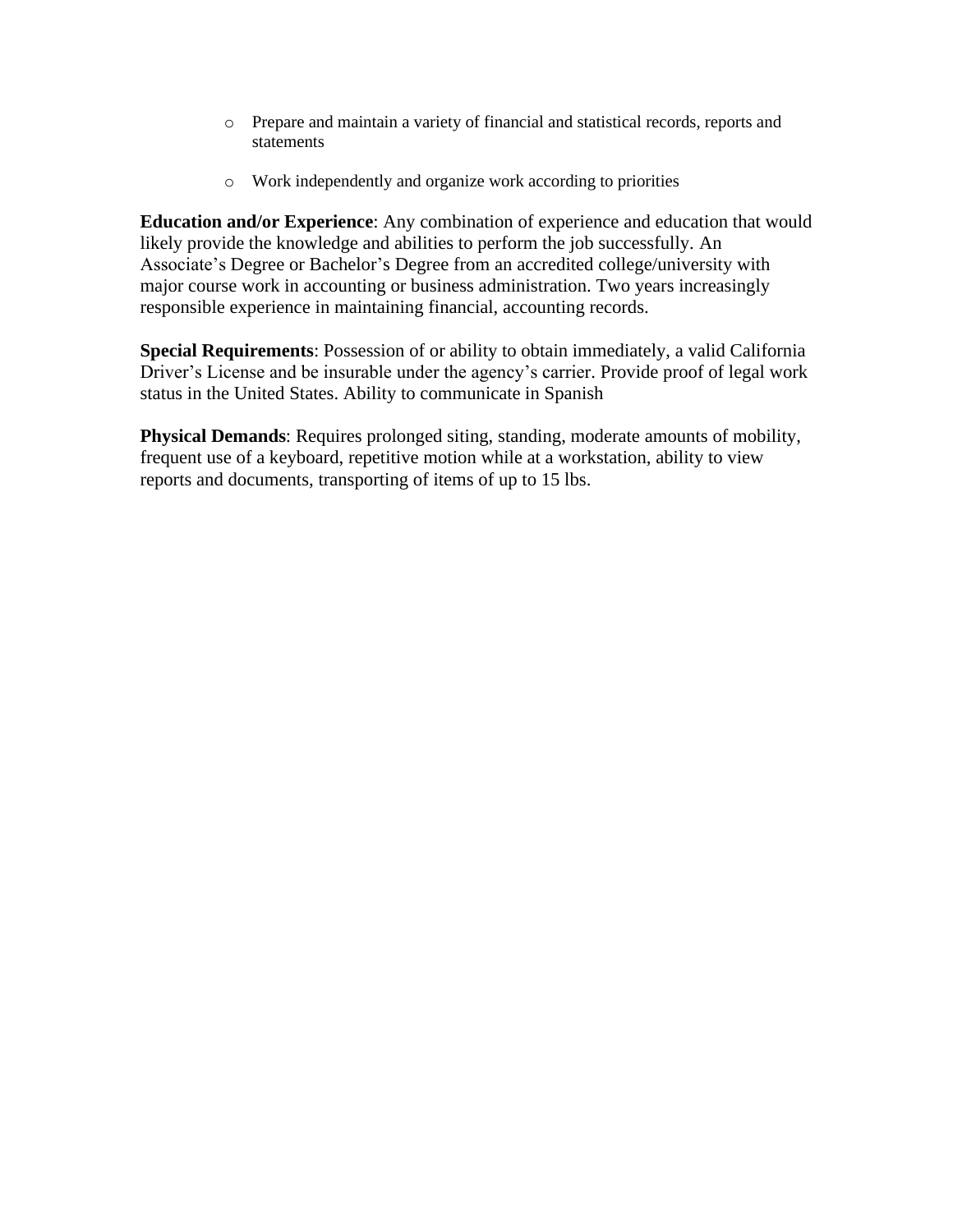- Prepare and maintain a variety of financial and statistical records, reports and statements

- Work independently and organize work according to priorities

**Education and/or Experience**: Any combination of experience and education that would likely provide the knowledge and abilities to perform the job successfully. An Associate's Degree or Bachelor's Degree from an accredited college/university with major course work in accounting or business administration. Two years increasingly responsible experience in maintaining financial, accounting records.

**Special Requirements**: Possession of or ability to obtain immediately, a valid California Driver's License and be insurable under the agency's carrier. Provide proof of legal work status in the United States. Ability to communicate in Spanish

**Physical Demands**: Requires prolonged siting, standing, moderate amounts of mobility, frequent use of a keyboard, repetitive motion while at a workstation, ability to view reports and documents, transporting of items of up to 15 lbs.